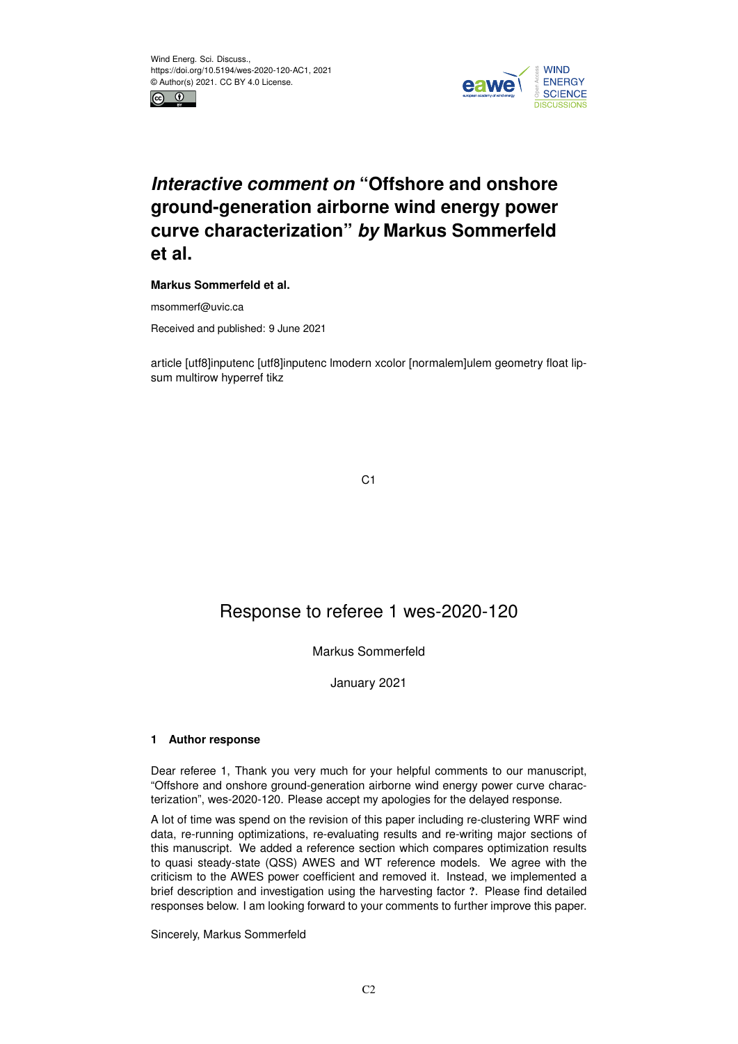Wind Energ. Sci. Discuss.,
https://doi.org/10.5194/wes-2020-120-AC1, 2021
© Author(s) 2021. CC BY 4.0 License.

# *Interactive comment on* "Offshore and onshore ground-generation airborne wind energy power curve characterization" *by* Markus Sommerfeld et al.

**Markus Sommerfeld et al.**

msommerf@uvic.ca

Received and published: 9 June 2021

article [utf8]inputenc [utf8]inputenc lmodern xcolor [normalem]ulem geometry float lipsum multirow hyperref tikz

# Response to referee 1 wes-2020-120

Markus Sommerfeld

January 2021

## 1 Author response

Dear referee 1, Thank you very much for your helpful comments to our manuscript, "Offshore and onshore ground-generation airborne wind energy power curve characterization", wes-2020-120. Please accept my apologies for the delayed response.

A lot of time was spend on the revision of this paper including re-clustering WRF wind data, re-running optimizations, re-evaluating results and re-writing major sections of this manuscript. We added a reference section which compares optimization results to quasi steady-state (QSS) AWES and WT reference models. We agree with the criticism to the AWES power coefficient and removed it. Instead, we implemented a brief description and investigation using the harvesting factor **?**. Please find detailed responses below. I am looking forward to your comments to further improve this paper.

Sincerely, Markus Sommerfeld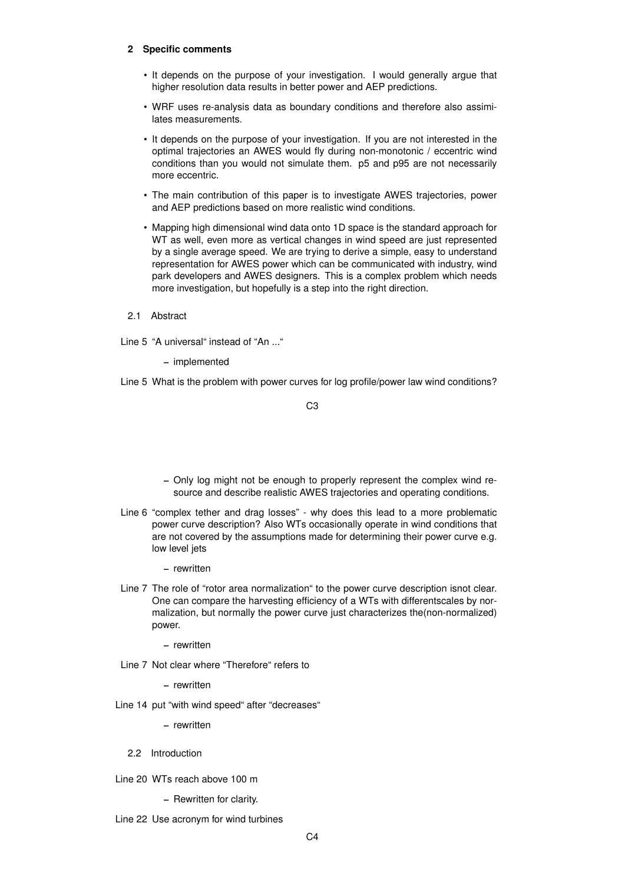## 2 Specific comments

- It depends on the purpose of your investigation. I would generally argue that higher resolution data results in better power and AEP predictions.
- WRF uses re-analysis data as boundary conditions and therefore also assimilates measurements.
- It depends on the purpose of your investigation. If you are not interested in the optimal trajectories an AWES would fly during non-monotonic / eccentric wind conditions than you would not simulate them. p5 and p95 are not necessarily more eccentric.
- The main contribution of this paper is to investigate AWES trajectories, power and AEP predictions based on more realistic wind conditions.
- Mapping high dimensional wind data onto 1D space is the standard approach for WT as well, even more as vertical changes in wind speed are just represented by a single average speed. We are trying to derive a simple, easy to understand representation for AWES power which can be communicated with industry, wind park developers and AWES designers. This is a complex problem which needs more investigation, but hopefully is a step into the right direction.

### 2.1 Abstract

Line 5 "A universal" instead of "An ..."

- implemented

Line 5 What is the problem with power curves for log profile/power law wind conditions?

- Only log might not be enough to properly represent the complex wind resource and describe realistic AWES trajectories and operating conditions.

Line 6 "complex tether and drag losses" - why does this lead to a more problematic power curve description? Also WTs occasionally operate in wind conditions that are not covered by the assumptions made for determining their power curve e.g. low level jets

- rewritten

Line 7 The role of "rotor area normalization" to the power curve description isnot clear. One can compare the harvesting efficiency of a WTs with differentscales by normalization, but normally the power curve just characterizes the(non-normalized) power.

- rewritten

Line 7 Not clear where "Therefore" refers to

- rewritten

Line 14 put "with wind speed" after "decreases"

- rewritten

### 2.2 Introduction

Line 20 WTs reach above 100 m

- Rewritten for clarity.

Line 22 Use acronym for wind turbines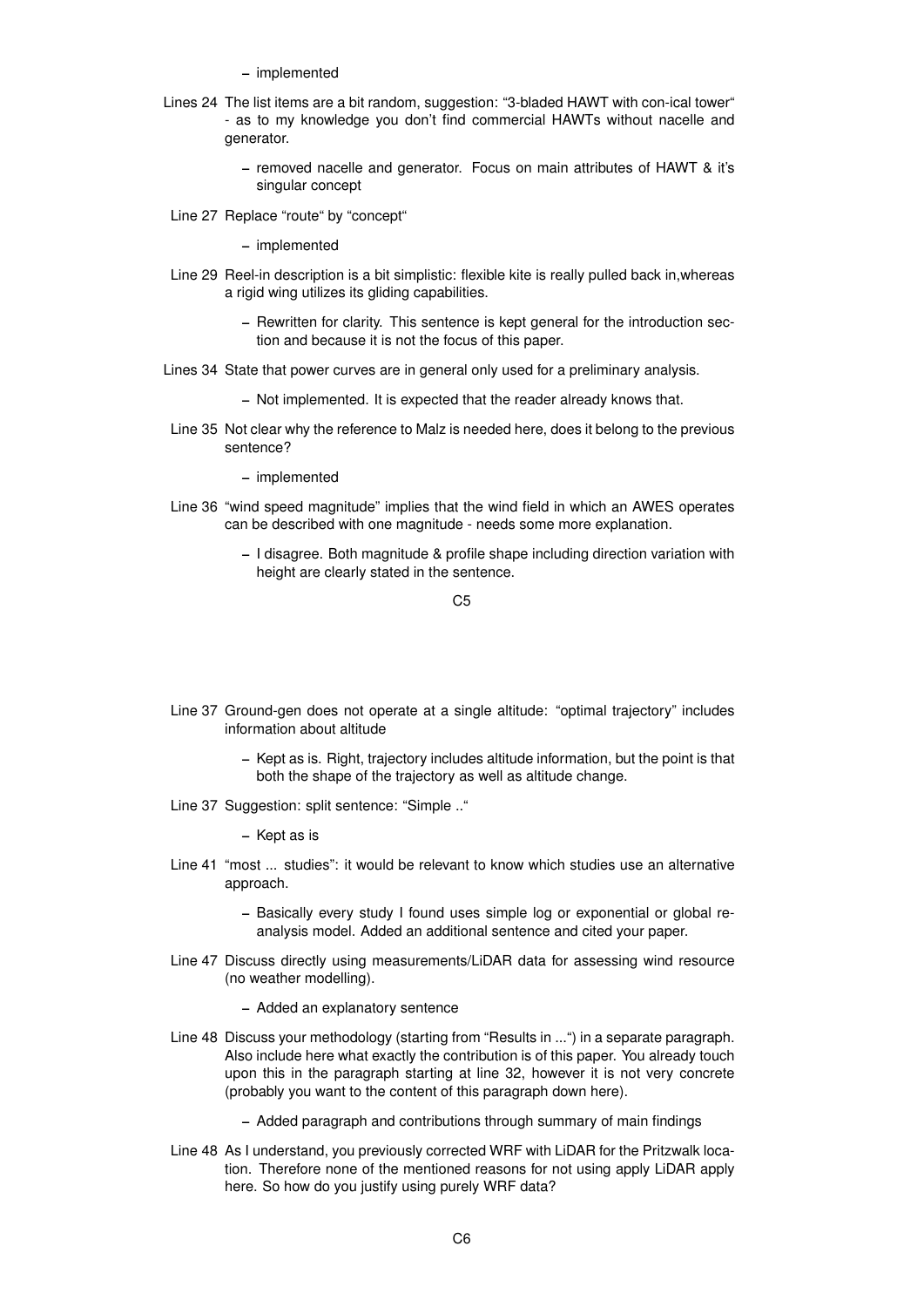– implemented

Lines 24 The list items are a bit random, suggestion: "3-bladed HAWT with con-ical tower" - as to my knowledge you don't find commercial HAWTs without nacelle and generator.

– removed nacelle and generator. Focus on main attributes of HAWT & it's singular concept

Line 27 Replace "route" by "concept"

– implemented

Line 29 Reel-in description is a bit simplistic: flexible kite is really pulled back in,whereas a rigid wing utilizes its gliding capabilities.

– Rewritten for clarity. This sentence is kept general for the introduction section and because it is not the focus of this paper.

Lines 34 State that power curves are in general only used for a preliminary analysis.

– Not implemented. It is expected that the reader already knows that.

Line 35 Not clear why the reference to Malz is needed here, does it belong to the previous sentence?

– implemented

Line 36 "wind speed magnitude" implies that the wind field in which an AWES operates can be described with one magnitude - needs some more explanation.

– I disagree. Both magnitude & profile shape including direction variation with height are clearly stated in the sentence.

Line 37 Ground-gen does not operate at a single altitude: "optimal trajectory" includes information about altitude

– Kept as is. Right, trajectory includes altitude information, but the point is that both the shape of the trajectory as well as altitude change.

Line 37 Suggestion: split sentence: "Simple .."

– Kept as is

Line 41 "most ... studies": it would be relevant to know which studies use an alternative approach.

– Basically every study I found uses simple log or exponential or global reanalysis model. Added an additional sentence and cited your paper.

Line 47 Discuss directly using measurements/LiDAR data for assessing wind resource (no weather modelling).

– Added an explanatory sentence

Line 48 Discuss your methodology (starting from "Results in ...") in a separate paragraph. Also include here what exactly the contribution is of this paper. You already touch upon this in the paragraph starting at line 32, however it is not very concrete (probably you want to the content of this paragraph down here).

– Added paragraph and contributions through summary of main findings

Line 48 As I understand, you previously corrected WRF with LiDAR for the Pritzwalk location. Therefore none of the mentioned reasons for not using apply LiDAR apply here. So how do you justify using purely WRF data?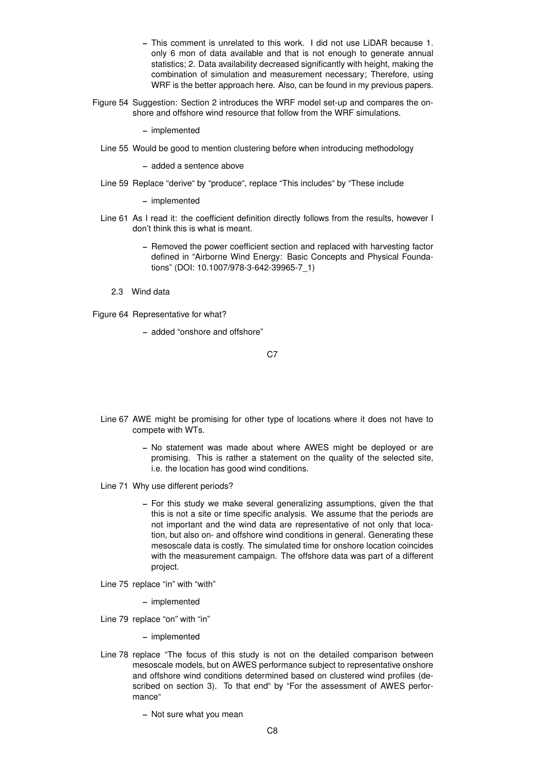– This comment is unrelated to this work. I did not use LiDAR because 1. only 6 mon of data available and that is not enough to generate annual statistics; 2. Data availability decreased significantly with height, making the combination of simulation and measurement necessary; Therefore, using WRF is the better approach here. Also, can be found in my previous papers.

Figure 54 Suggestion: Section 2 introduces the WRF model set-up and compares the onshore and offshore wind resource that follow from the WRF simulations.

– implemented

Line 55 Would be good to mention clustering before when introducing methodology

– added a sentence above

Line 59 Replace "derive" by "produce", replace "This includes" by "These include

– implemented

Line 61 As I read it: the coefficient definition directly follows from the results, however I don't think this is what is meant.

– Removed the power coefficient section and replaced with harvesting factor defined in "Airborne Wind Energy: Basic Concepts and Physical Foundations" (DOI: 10.1007/978-3-642-39965-7_1)

2.3 Wind data

Figure 64 Representative for what?

– added "onshore and offshore"

Line 67 AWE might be promising for other type of locations where it does not have to compete with WTs.

– No statement was made about where AWES might be deployed or are promising. This is rather a statement on the quality of the selected site, i.e. the location has good wind conditions.

Line 71 Why use different periods?

– For this study we make several generalizing assumptions, given the that this is not a site or time specific analysis. We assume that the periods are not important and the wind data are representative of not only that location, but also on- and offshore wind conditions in general. Generating these mesoscale data is costly. The simulated time for onshore location coincides with the measurement campaign. The offshore data was part of a different project.

Line 75 replace "in" with "with"

– implemented

Line 79 replace "on" with "in"

– implemented

Line 78 replace "The focus of this study is not on the detailed comparison between mesoscale models, but on AWES performance subject to representative onshore and offshore wind conditions determined based on clustered wind profiles (described on section 3). To that end" by "For the assessment of AWES performance"

– Not sure what you mean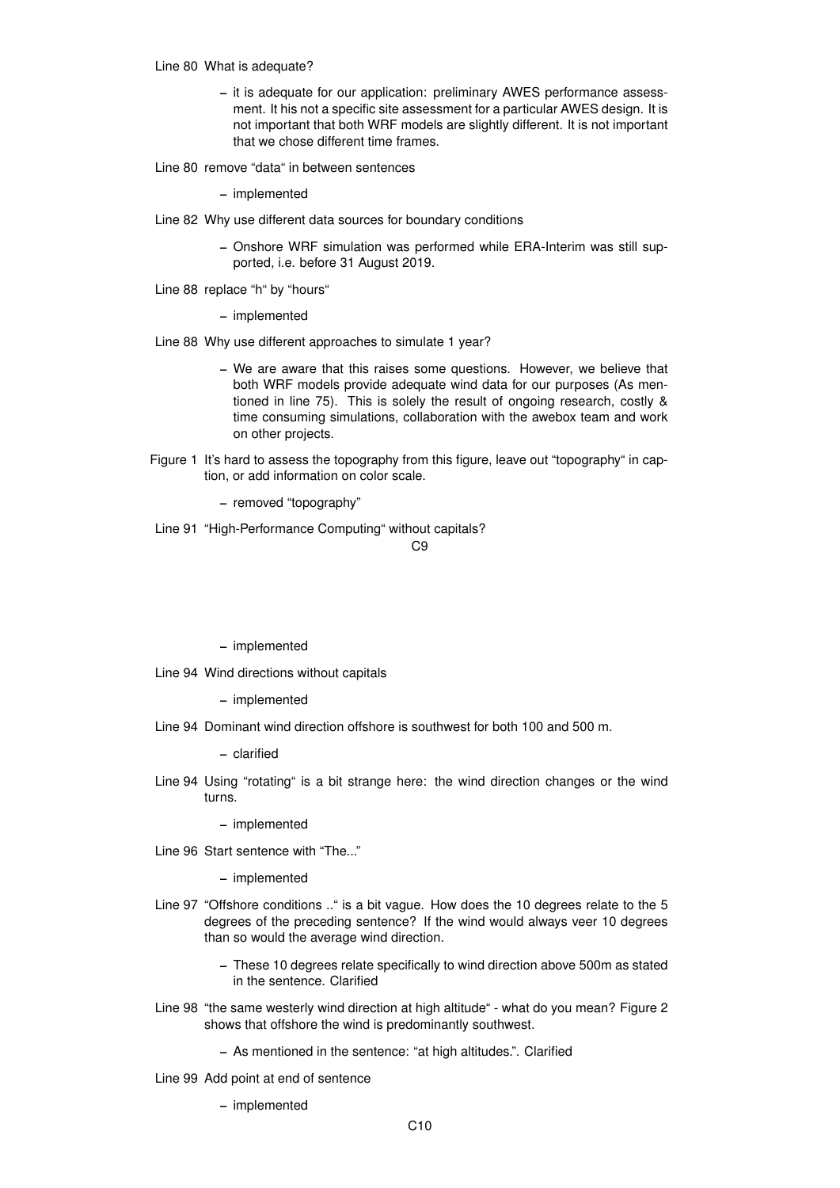Line 80 What is adequate?

- it is adequate for our application: preliminary AWES performance assessment. It his not a specific site assessment for a particular AWES design. It is not important that both WRF models are slightly different. It is not important that we chose different time frames.

Line 80 remove "data" in between sentences

- implemented

Line 82 Why use different data sources for boundary conditions

- Onshore WRF simulation was performed while ERA-Interim was still supported, i.e. before 31 August 2019.

Line 88 replace "h" by "hours"

- implemented

Line 88 Why use different approaches to simulate 1 year?

- We are aware that this raises some questions. However, we believe that both WRF models provide adequate wind data for our purposes (As mentioned in line 75). This is solely the result of ongoing research, costly & time consuming simulations, collaboration with the awebox team and work on other projects.

Figure 1 It's hard to assess the topography from this figure, leave out "topography" in caption, or add information on color scale.

- removed "topography"

Line 91 "High-Performance Computing" without capitals?

- implemented

Line 94 Wind directions without capitals

- implemented

Line 94 Dominant wind direction offshore is southwest for both 100 and 500 m.

- clarified

Line 94 Using "rotating" is a bit strange here: the wind direction changes or the wind turns.

- implemented

Line 96 Start sentence with "The..."

- implemented

Line 97 "Offshore conditions .." is a bit vague. How does the 10 degrees relate to the 5 degrees of the preceding sentence? If the wind would always veer 10 degrees than so would the average wind direction.

- These 10 degrees relate specifically to wind direction above 500m as stated in the sentence. Clarified

Line 98 "the same westerly wind direction at high altitude" - what do you mean? Figure 2 shows that offshore the wind is predominantly southwest.

- As mentioned in the sentence: "at high altitudes.". Clarified

Line 99 Add point at end of sentence

- implemented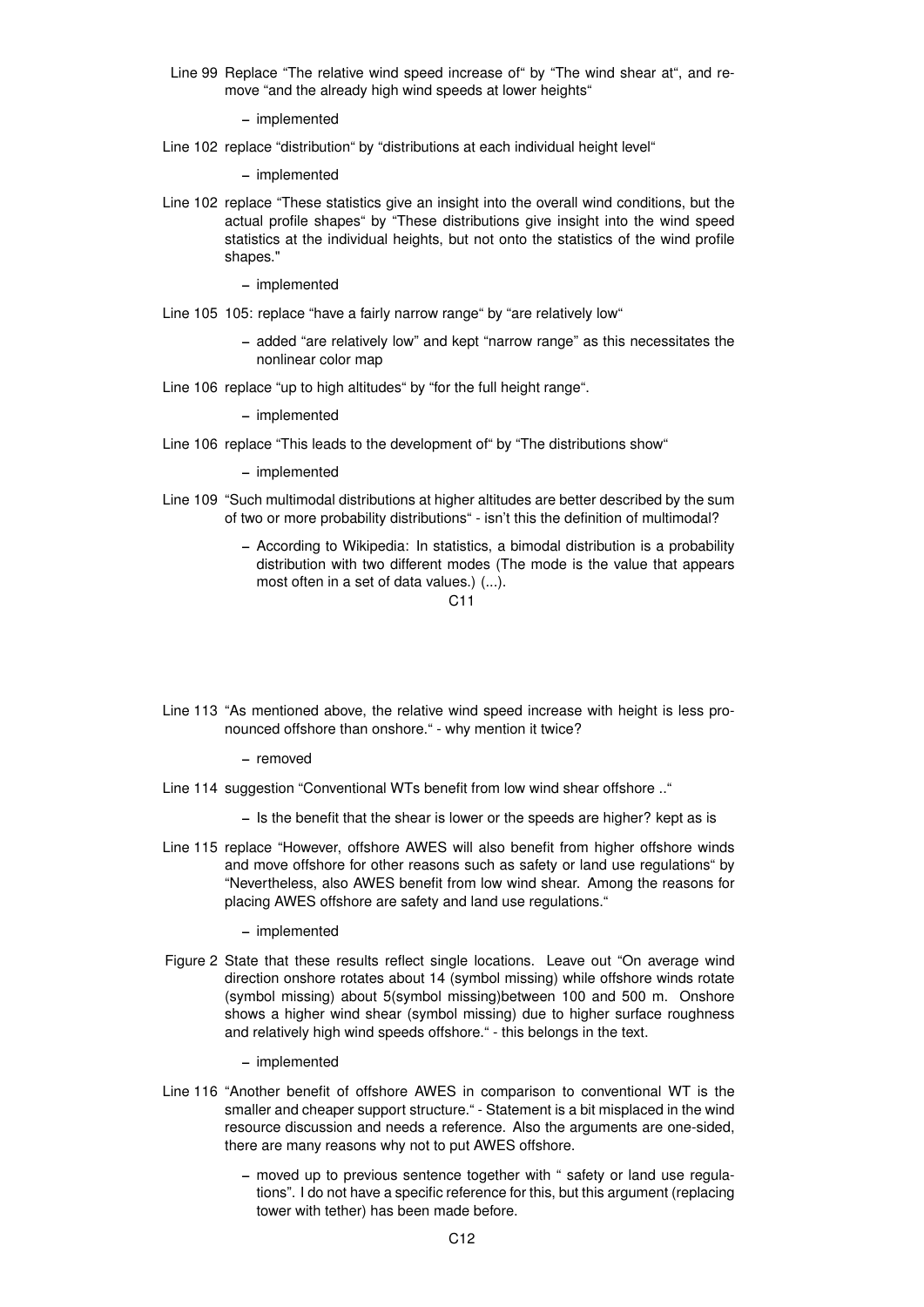Line 99 Replace “The relative wind speed increase of“ by “The wind shear at“, and remove “and the already high wind speeds at lower heights“

- implemented

Line 102 replace “distribution“ by “distributions at each individual height level“

- implemented

Line 102 replace “These statistics give an insight into the overall wind conditions, but the actual profile shapes“ by “These distributions give insight into the wind speed statistics at the individual heights, but not onto the statistics of the wind profile shapes."

- implemented

Line 105 105: replace “have a fairly narrow range“ by “are relatively low“

- added “are relatively low” and kept “narrow range” as this necessitates the nonlinear color map

Line 106 replace “up to high altitudes“ by “for the full height range“.

- implemented

Line 106 replace “This leads to the development of“ by “The distributions show“

- implemented

Line 109 “Such multimodal distributions at higher altitudes are better described by the sum of two or more probability distributions“ - isn’t this the definition of multimodal?

- According to Wikipedia: In statistics, a bimodal distribution is a probability distribution with two different modes (The mode is the value that appears most often in a set of data values.) (...).

Line 113 “As mentioned above, the relative wind speed increase with height is less pronounced offshore than onshore.“ - why mention it twice?

- removed

Line 114 suggestion “Conventional WTs benefit from low wind shear offshore ..“

- Is the benefit that the shear is lower or the speeds are higher? kept as is

Line 115 replace “However, offshore AWES will also benefit from higher offshore winds and move offshore for other reasons such as safety or land use regulations“ by “Nevertheless, also AWES benefit from low wind shear. Among the reasons for placing AWES offshore are safety and land use regulations.“

- implemented

Figure 2 State that these results reflect single locations. Leave out “On average wind direction onshore rotates about 14 (symbol missing) while offshore winds rotate (symbol missing) about 5(symbol missing)between 100 and 500 m. Onshore shows a higher wind shear (symbol missing) due to higher surface roughness and relatively high wind speeds offshore.“ - this belongs in the text.

- implemented

Line 116 “Another benefit of offshore AWES in comparison to conventional WT is the smaller and cheaper support structure.“ - Statement is a bit misplaced in the wind resource discussion and needs a reference. Also the arguments are one-sided, there are many reasons why not to put AWES offshore.

- moved up to previous sentence together with “ safety or land use regulations”. I do not have a specific reference for this, but this argument (replacing tower with tether) has been made before.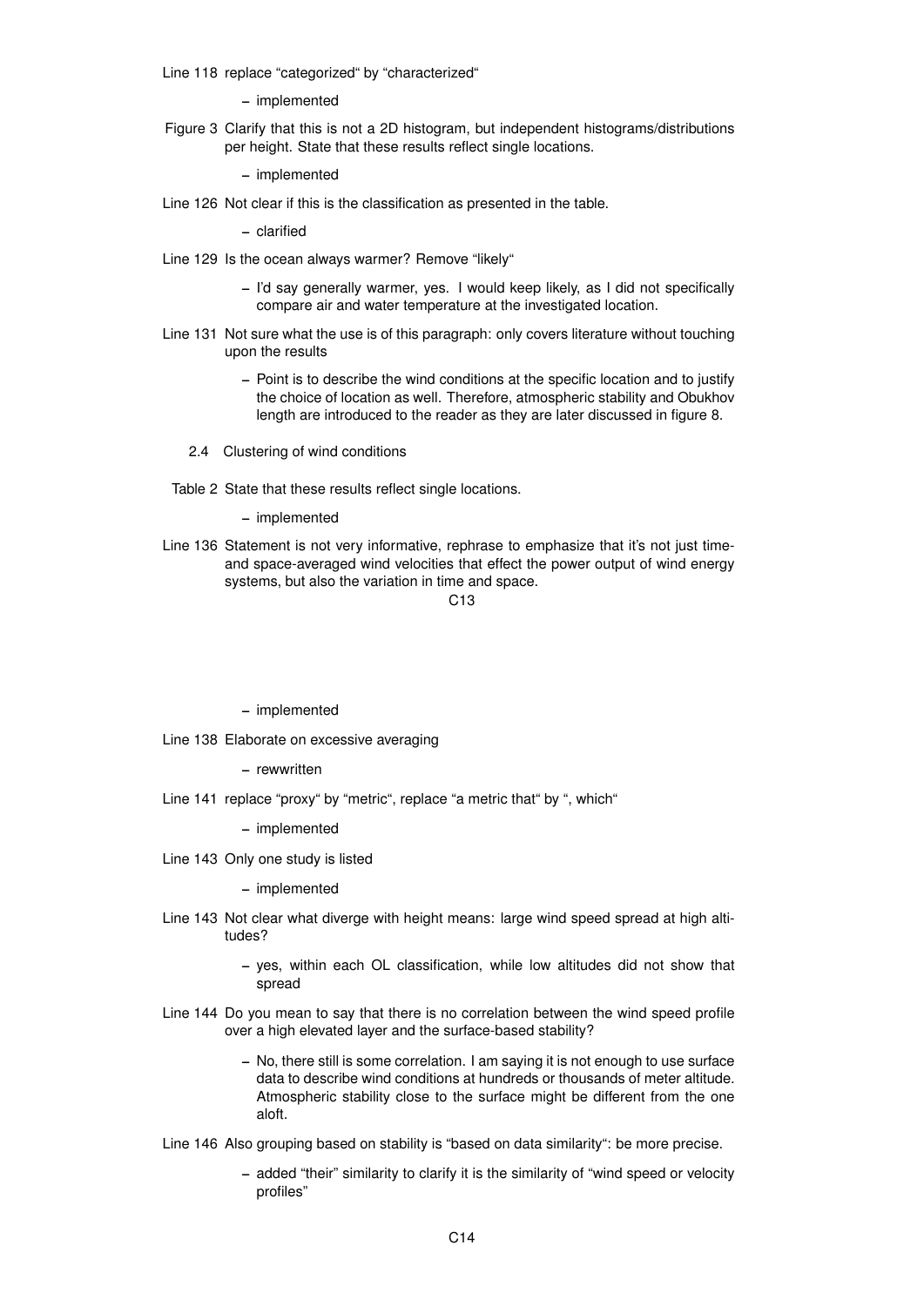Line 118 replace "categorized" by "characterized"

- implemented

Figure 3 Clarify that this is not a 2D histogram, but independent histograms/distributions per height. State that these results reflect single locations.

- implemented

Line 126 Not clear if this is the classification as presented in the table.

- clarified

Line 129 Is the ocean always warmer? Remove "likely"

- I'd say generally warmer, yes. I would keep likely, as I did not specifically compare air and water temperature at the investigated location.

Line 131 Not sure what the use is of this paragraph: only covers literature without touching upon the results

- Point is to describe the wind conditions at the specific location and to justify the choice of location as well. Therefore, atmospheric stability and Obukhov length are introduced to the reader as they are later discussed in figure 8.

2.4 Clustering of wind conditions

Table 2 State that these results reflect single locations.

- implemented

Line 136 Statement is not very informative, rephrase to emphasize that it's not just time- and space-averaged wind velocities that effect the power output of wind energy systems, but also the variation in time and space.

- implemented

Line 138 Elaborate on excessive averaging

- rewwritten

Line 141 replace "proxy" by "metric", replace "a metric that" by ", which"

- implemented

Line 143 Only one study is listed

- implemented

Line 143 Not clear what diverge with height means: large wind speed spread at high altitudes?

- yes, within each OL classification, while low altitudes did not show that spread

Line 144 Do you mean to say that there is no correlation between the wind speed profile over a high elevated layer and the surface-based stability?

- No, there still is some correlation. I am saying it is not enough to use surface data to describe wind conditions at hundreds or thousands of meter altitude. Atmospheric stability close to the surface might be different from the one aloft.

Line 146 Also grouping based on stability is "based on data similarity": be more precise.

- added "their" similarity to clarify it is the similarity of "wind speed or velocity profiles"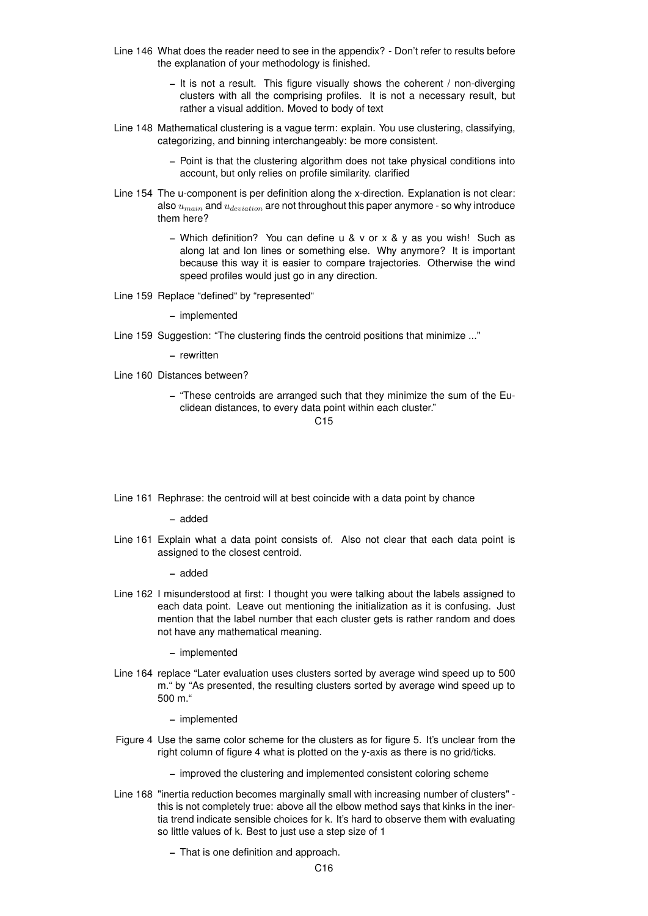Line 146 What does the reader need to see in the appendix? - Don't refer to results before the explanation of your methodology is finished.

- It is not a result. This figure visually shows the coherent / non-diverging clusters with all the comprising profiles. It is not a necessary result, but rather a visual addition. Moved to body of text

Line 148 Mathematical clustering is a vague term: explain. You use clustering, classifying, categorizing, and binning interchangeably: be more consistent.

- Point is that the clustering algorithm does not take physical conditions into account, but only relies on profile similarity. clarified

Line 154 The u-component is per definition along the x-direction. Explanation is not clear: also $u_{main}$ and $u_{deviation}$ are not throughout this paper anymore - so why introduce them here?

- Which definition? You can define u & v or x & y as you wish! Such as along lat and lon lines or something else. Why anymore? It is important because this way it is easier to compare trajectories. Otherwise the wind speed profiles would just go in any direction.

Line 159 Replace "defined" by "represented"

- implemented

Line 159 Suggestion: "The clustering finds the centroid positions that minimize ..."

- rewritten

Line 160 Distances between?

- "These centroids are arranged such that they minimize the sum of the Euclidean distances, to every data point within each cluster."

Line 161 Rephrase: the centroid will at best coincide with a data point by chance

- added

Line 161 Explain what a data point consists of. Also not clear that each data point is assigned to the closest centroid.

- added

Line 162 I misunderstood at first: I thought you were talking about the labels assigned to each data point. Leave out mentioning the initialization as it is confusing. Just mention that the label number that each cluster gets is rather random and does not have any mathematical meaning.

- implemented

Line 164 replace "Later evaluation uses clusters sorted by average wind speed up to 500 m." by "As presented, the resulting clusters sorted by average wind speed up to 500 m."

- implemented

Figure 4 Use the same color scheme for the clusters as for figure 5. It's unclear from the right column of figure 4 what is plotted on the y-axis as there is no grid/ticks.

- improved the clustering and implemented consistent coloring scheme

Line 168 "inertia reduction becomes marginally small with increasing number of clusters" - this is not completely true: above all the elbow method says that kinks in the inertia trend indicate sensible choices for k. It's hard to observe them with evaluating so little values of k. Best to just use a step size of 1

- That is one definition and approach.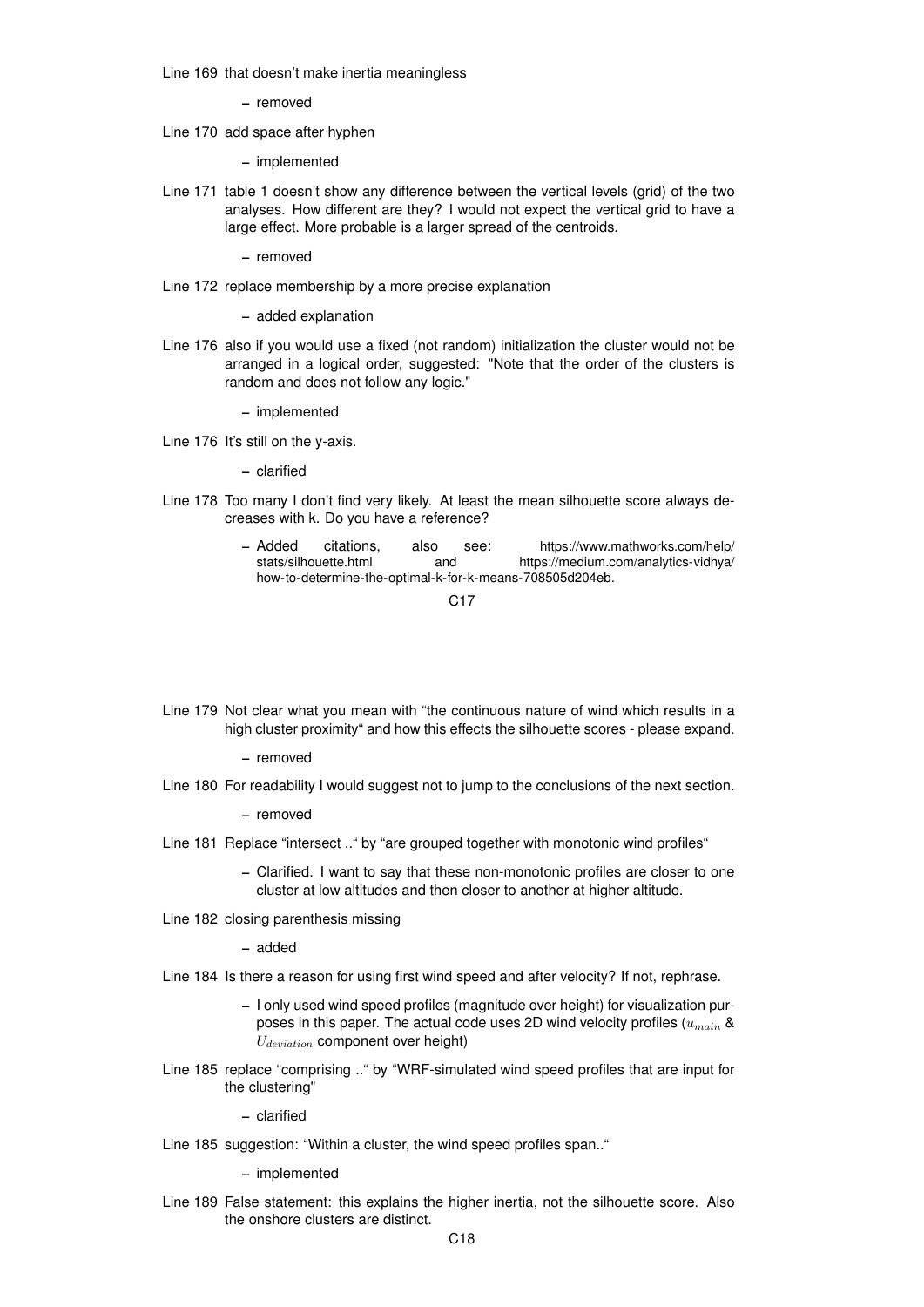Line 169 that doesn't make inertia meaningless

- removed

Line 170 add space after hyphen

- implemented

Line 171 table 1 doesn't show any difference between the vertical levels (grid) of the two analyses. How different are they? I would not expect the vertical grid to have a large effect. More probable is a larger spread of the centroids.

- removed

Line 172 replace membership by a more precise explanation

- added explanation

Line 176 also if you would use a fixed (not random) initialization the cluster would not be arranged in a logical order, suggested: "Note that the order of the clusters is random and does not follow any logic."

- implemented

Line 176 It's still on the y-axis.

- clarified

Line 178 Too many I don't find very likely. At least the mean silhouette score always decreases with k. Do you have a reference?

- Added citations, also see: https://www.mathworks.com/help/stats/silhouette.html and https://medium.com/analytics-vidhya/how-to-determine-the-optimal-k-for-k-means-708505d204eb.

Line 179 Not clear what you mean with "the continuous nature of wind which results in a high cluster proximity" and how this effects the silhouette scores - please expand.

- removed

Line 180 For readability I would suggest not to jump to the conclusions of the next section.

- removed

Line 181 Replace "intersect .." by "are grouped together with monotonic wind profiles"

- Clarified. I want to say that these non-monotonic profiles are closer to one cluster at low altitudes and then closer to another at higher altitude.

Line 182 closing parenthesis missing

- added

Line 184 Is there a reason for using first wind speed and after velocity? If not, rephrase.

- I only used wind speed profiles (magnitude over height) for visualization purposes in this paper. The actual code uses 2D wind velocity profiles ($u_{main}$ & $U_{deviation}$ component over height)

Line 185 replace "comprising .." by "WRF-simulated wind speed profiles that are input for the clustering"

- clarified

Line 185 suggestion: "Within a cluster, the wind speed profiles span.."

- implemented

Line 189 False statement: this explains the higher inertia, not the silhouette score. Also the onshore clusters are distinct.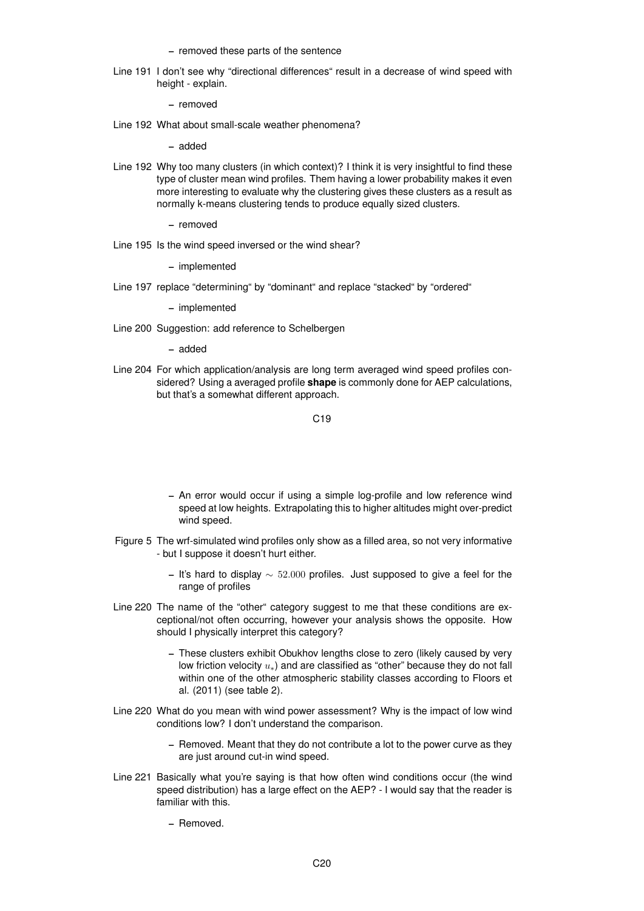– removed these parts of the sentence

Line 191 I don't see why "directional differences" result in a decrease of wind speed with height - explain.

– removed

Line 192 What about small-scale weather phenomena?

– added

Line 192 Why too many clusters (in which context)? I think it is very insightful to find these type of cluster mean wind profiles. Them having a lower probability makes it even more interesting to evaluate why the clustering gives these clusters as a result as normally k-means clustering tends to produce equally sized clusters.

– removed

Line 195 Is the wind speed inversed or the wind shear?

– implemented

Line 197 replace "determining" by "dominant" and replace "stacked" by "ordered"

– implemented

Line 200 Suggestion: add reference to Schelbergen

– added

Line 204 For which application/analysis are long term averaged wind speed profiles considered? Using a averaged profile **shape** is commonly done for AEP calculations, but that's a somewhat different approach.

– An error would occur if using a simple log-profile and low reference wind speed at low heights. Extrapolating this to higher altitudes might over-predict wind speed.

Figure 5 The wrf-simulated wind profiles only show as a filled area, so not very informative - but I suppose it doesn't hurt either.

– It's hard to display $\sim 52.000$ profiles. Just supposed to give a feel for the range of profiles

Line 220 The name of the "other" category suggest to me that these conditions are exceptional/not often occurring, however your analysis shows the opposite. How should I physically interpret this category?

– These clusters exhibit Obukhov lengths close to zero (likely caused by very low friction velocity $u_*$) and are classified as "other" because they do not fall within one of the other atmospheric stability classes according to Floors et al. (2011) (see table 2).

Line 220 What do you mean with wind power assessment? Why is the impact of low wind conditions low? I don't understand the comparison.

– Removed. Meant that they do not contribute a lot to the power curve as they are just around cut-in wind speed.

Line 221 Basically what you're saying is that how often wind conditions occur (the wind speed distribution) has a large effect on the AEP? - I would say that the reader is familiar with this.

– Removed.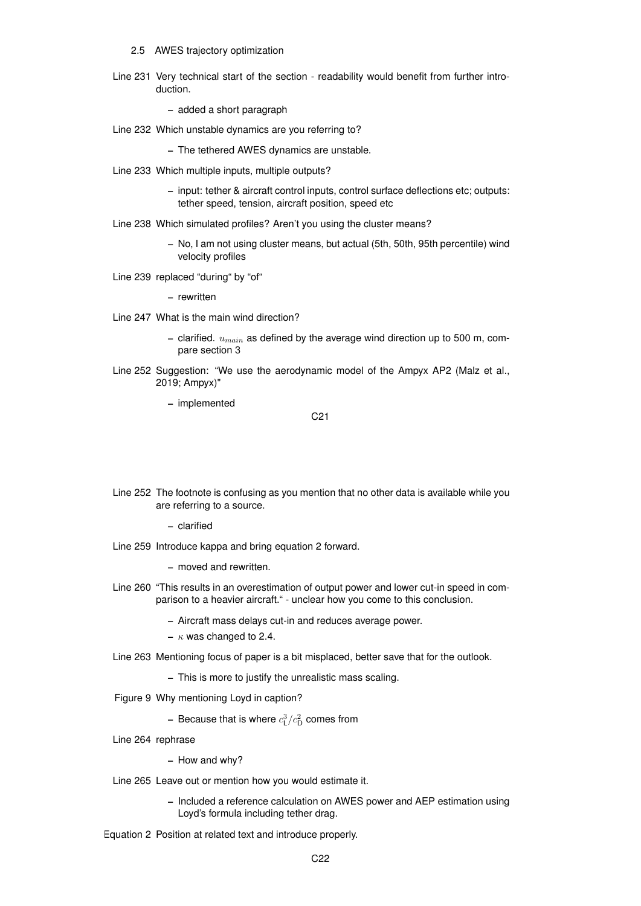2.5 AWES trajectory optimization

Line 231 Very technical start of the section - readability would benefit from further introduction.

- added a short paragraph

Line 232 Which unstable dynamics are you referring to?

- The tethered AWES dynamics are unstable.

Line 233 Which multiple inputs, multiple outputs?

- input: tether & aircraft control inputs, control surface deflections etc; outputs: tether speed, tension, aircraft position, speed etc

Line 238 Which simulated profiles? Aren't you using the cluster means?

- No, I am not using cluster means, but actual (5th, 50th, 95th percentile) wind velocity profiles

Line 239 replaced "during" by "of"

- rewritten

Line 247 What is the main wind direction?

- clarified. $u_{main}$ as defined by the average wind direction up to 500 m, compare section 3

Line 252 Suggestion: "We use the aerodynamic model of the Ampyx AP2 (Malz et al., 2019; Ampyx)"

- implemented

Line 252 The footnote is confusing as you mention that no other data is available while you are referring to a source.

- clarified

Line 259 Introduce kappa and bring equation 2 forward.

- moved and rewritten.

Line 260 "This results in an overestimation of output power and lower cut-in speed in comparison to a heavier aircraft." - unclear how you come to this conclusion.

- Aircraft mass delays cut-in and reduces average power.
- $\kappa$ was changed to 2.4.

Line 263 Mentioning focus of paper is a bit misplaced, better save that for the outlook.

- This is more to justify the unrealistic mass scaling.

Figure 9 Why mentioning Loyd in caption?

- Because that is where $c_L^3/c_D^2$ comes from

Line 264 rephrase

- How and why?

Line 265 Leave out or mention how you would estimate it.

- Included a reference calculation on AWES power and AEP estimation using Loyd's formula including tether drag.

Equation 2 Position at related text and introduce properly.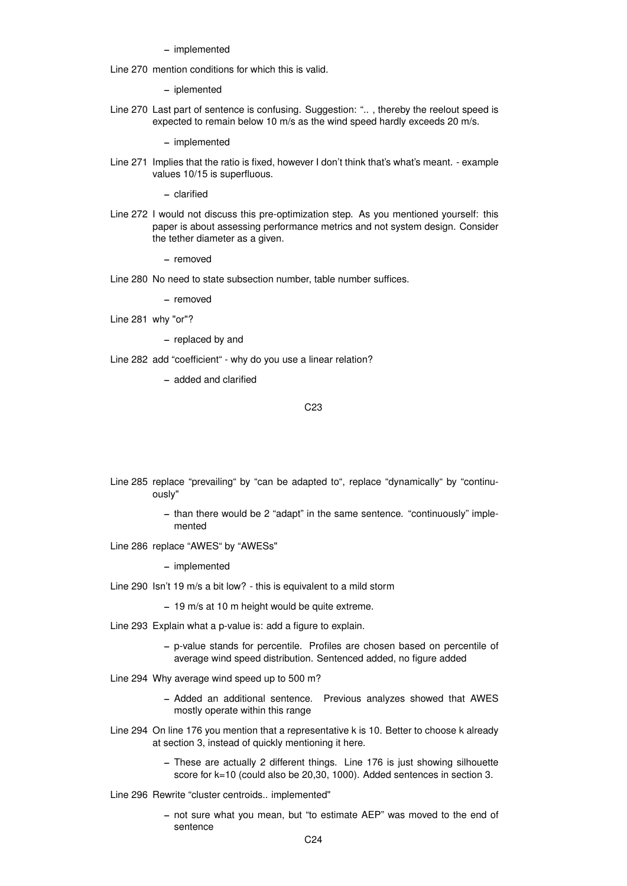– implemented

Line 270 mention conditions for which this is valid.

– iplemented

Line 270 Last part of sentence is confusing. Suggestion: ".. , thereby the reelout speed is expected to remain below 10 m/s as the wind speed hardly exceeds 20 m/s.

– implemented

Line 271 Implies that the ratio is fixed, however I don't think that's what's meant. - example values 10/15 is superfluous.

– clarified

Line 272 I would not discuss this pre-optimization step. As you mentioned yourself: this paper is about assessing performance metrics and not system design. Consider the tether diameter as a given.

– removed

Line 280 No need to state subsection number, table number suffices.

– removed

Line 281 why "or"?

– replaced by and

Line 282 add "coefficient" - why do you use a linear relation?

– added and clarified

Line 285 replace "prevailing" by "can be adapted to", replace "dynamically" by "continuously"

– than there would be 2 "adapt" in the same sentence. "continuously" implemented

Line 286 replace "AWES" by "AWESs"

– implemented

Line 290 Isn't 19 m/s a bit low? - this is equivalent to a mild storm

– 19 m/s at 10 m height would be quite extreme.

Line 293 Explain what a p-value is: add a figure to explain.

– p-value stands for percentile. Profiles are chosen based on percentile of average wind speed distribution. Sentenced added, no figure added

Line 294 Why average wind speed up to 500 m?

– Added an additional sentence. Previous analyzes showed that AWES mostly operate within this range

Line 294 On line 176 you mention that a representative k is 10. Better to choose k already at section 3, instead of quickly mentioning it here.

– These are actually 2 different things. Line 176 is just showing silhouette score for k=10 (could also be 20,30, 1000). Added sentences in section 3.

Line 296 Rewrite "cluster centroids.. implemented"

– not sure what you mean, but "to estimate AEP" was moved to the end of sentence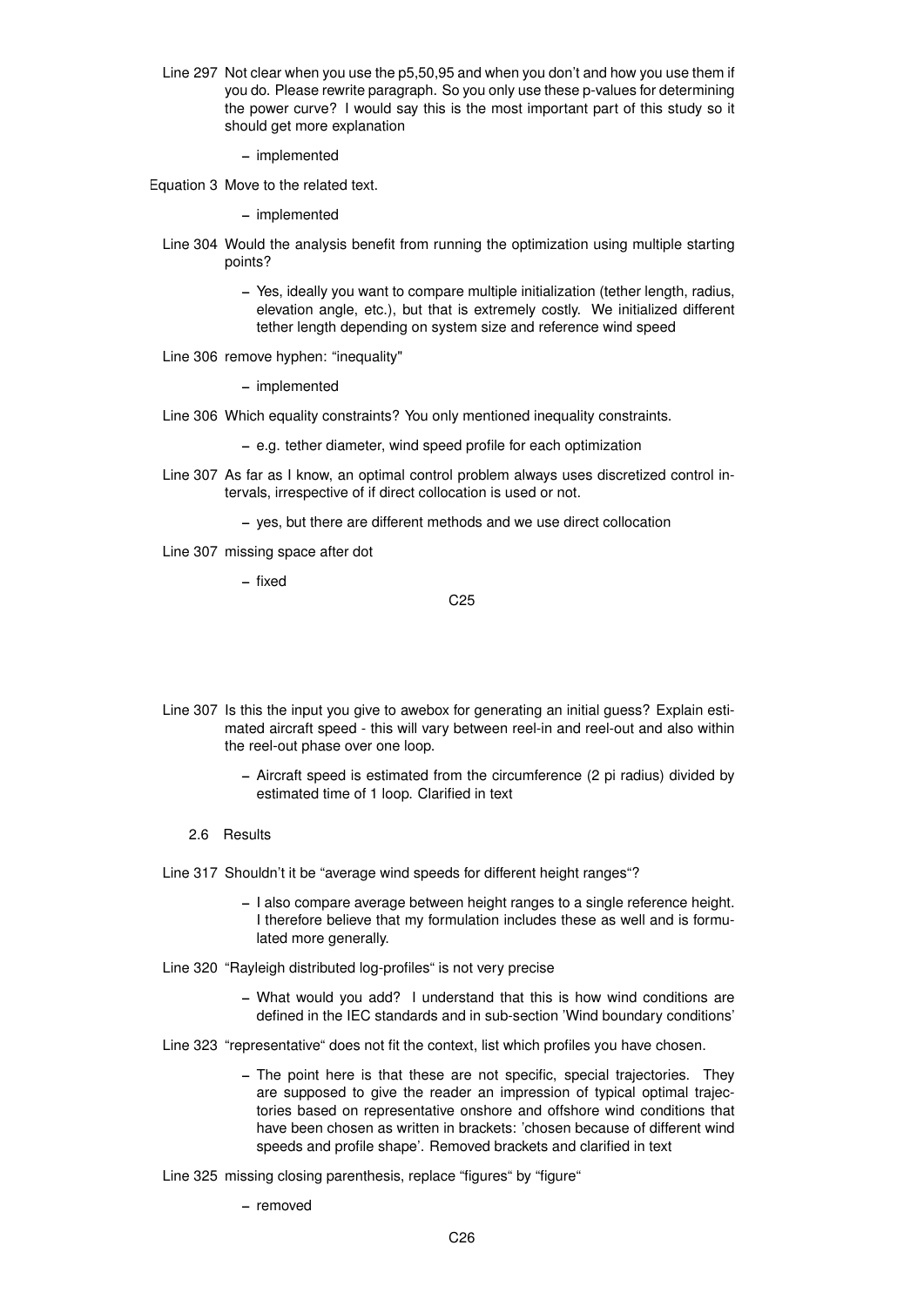Line 297 Not clear when you use the p5,50,95 and when you don't and how you use them if you do. Please rewrite paragraph. So you only use these p-values for determining the power curve? I would say this is the most important part of this study so it should get more explanation

- implemented

Equation 3 Move to the related text.

- implemented

Line 304 Would the analysis benefit from running the optimization using multiple starting points?

- Yes, ideally you want to compare multiple initialization (tether length, radius, elevation angle, etc.), but that is extremely costly. We initialized different tether length depending on system size and reference wind speed

Line 306 remove hyphen: "inequality"

- implemented

Line 306 Which equality constraints? You only mentioned inequality constraints.

- e.g. tether diameter, wind speed profile for each optimization

Line 307 As far as I know, an optimal control problem always uses discretized control intervals, irrespective of if direct collocation is used or not.

- yes, but there are different methods and we use direct collocation

Line 307 missing space after dot

- fixed

Line 307 Is this the input you give to awebox for generating an initial guess? Explain estimated aircraft speed - this will vary between reel-in and reel-out and also within the reel-out phase over one loop.

- Aircraft speed is estimated from the circumference (2 pi radius) divided by estimated time of 1 loop. Clarified in text

## 2.6 Results

Line 317 Shouldn't it be "average wind speeds for different height ranges"?

- I also compare average between height ranges to a single reference height. I therefore believe that my formulation includes these as well and is formulated more generally.

Line 320 "Rayleigh distributed log-profiles" is not very precise

- What would you add? I understand that this is how wind conditions are defined in the IEC standards and in sub-section 'Wind boundary conditions'

Line 323 "representative" does not fit the context, list which profiles you have chosen.

- The point here is that these are not specific, special trajectories. They are supposed to give the reader an impression of typical optimal trajectories based on representative onshore and offshore wind conditions that have been chosen as written in brackets: 'chosen because of different wind speeds and profile shape'. Removed brackets and clarified in text

Line 325 missing closing parenthesis, replace "figures" by "figure"

- removed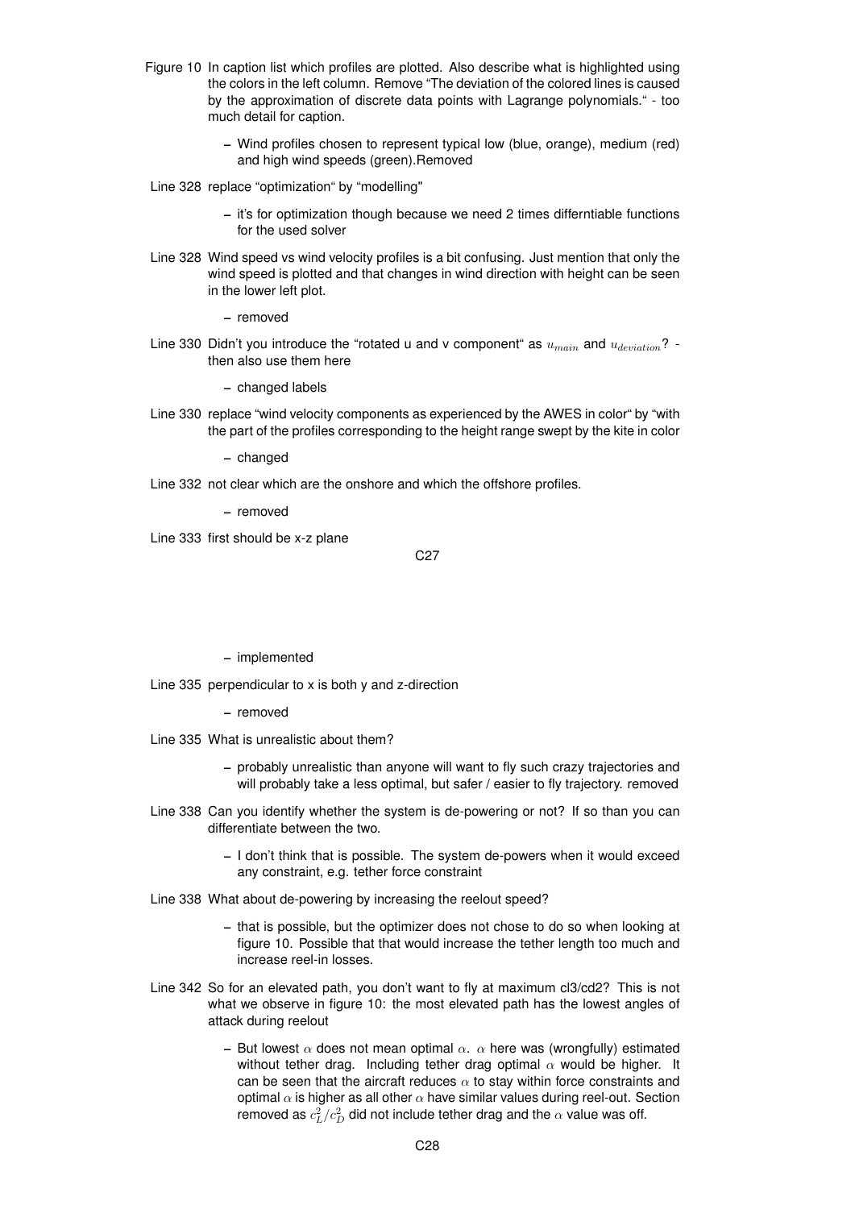Figure 10 In caption list which profiles are plotted. Also describe what is highlighted using the colors in the left column. Remove "The deviation of the colored lines is caused by the approximation of discrete data points with Lagrange polynomials." - too much detail for caption.

- Wind profiles chosen to represent typical low (blue, orange), medium (red) and high wind speeds (green).Removed

Line 328 replace "optimization" by "modelling"

- it's for optimization though because we need 2 times differntiable functions for the used solver

Line 328 Wind speed vs wind velocity profiles is a bit confusing. Just mention that only the wind speed is plotted and that changes in wind direction with height can be seen in the lower left plot.

- removed

Line 330 Didn't you introduce the "rotated u and v component" as $u_{main}$ and $u_{deviation}$? - then also use them here

- changed labels

Line 330 replace "wind velocity components as experienced by the AWES in color" by "with the part of the profiles corresponding to the height range swept by the kite in color

- changed

Line 332 not clear which are the onshore and which the offshore profiles.

- removed

Line 333 first should be x-z plane

- implemented

Line 335 perpendicular to x is both y and z-direction

- removed

Line 335 What is unrealistic about them?

- probably unrealistic than anyone will want to fly such crazy trajectories and will probably take a less optimal, but safer / easier to fly trajectory. removed

Line 338 Can you identify whether the system is de-powering or not? If so than you can differentiate between the two.

- I don't think that is possible. The system de-powers when it would exceed any constraint, e.g. tether force constraint

Line 338 What about de-powering by increasing the reelout speed?

- that is possible, but the optimizer does not chose to do so when looking at figure 10. Possible that that would increase the tether length too much and increase reel-in losses.

Line 342 So for an elevated path, you don't want to fly at maximum cl3/cd2? This is not what we observe in figure 10: the most elevated path has the lowest angles of attack during reelout

- But lowest $\alpha$ does not mean optimal $\alpha$. $\alpha$ here was (wrongfully) estimated without tether drag. Including tether drag optimal $\alpha$ would be higher. It can be seen that the aircraft reduces $\alpha$ to stay within force constraints and optimal $\alpha$ is higher as all other $\alpha$ have similar values during reel-out. Section removed as $c_L^2/c_D^2$ did not include tether drag and the $\alpha$ value was off.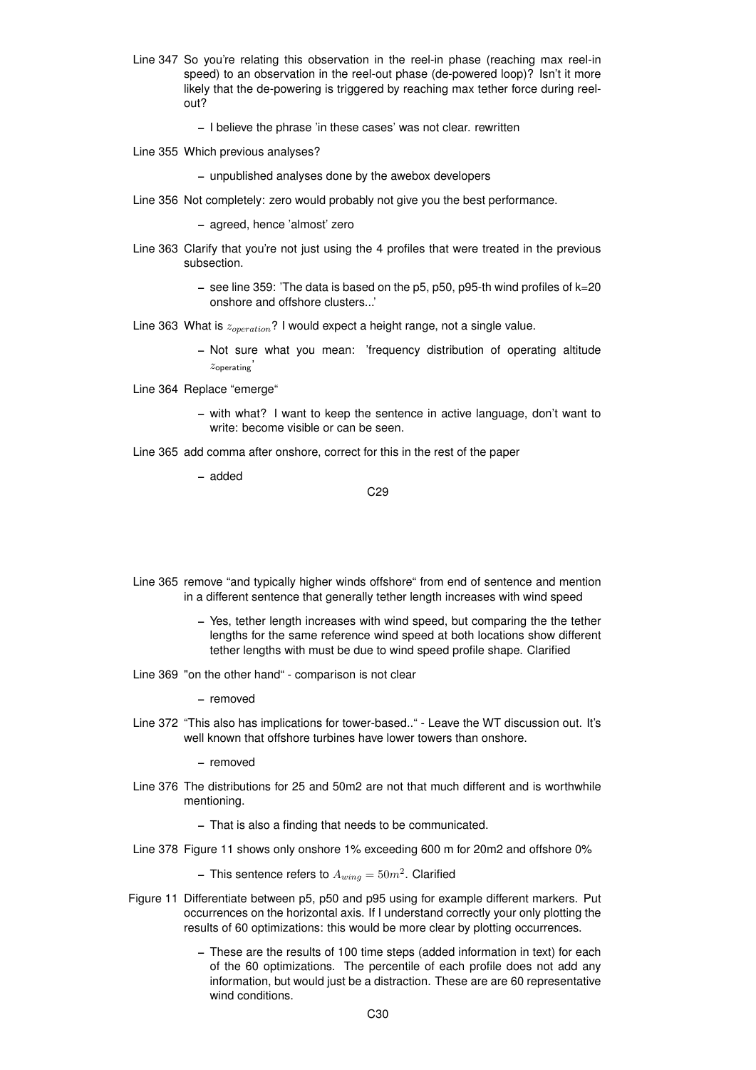Line 347 So you're relating this observation in the reel-in phase (reaching max reel-in speed) to an observation in the reel-out phase (de-powered loop)? Isn't it more likely that the de-powering is triggered by reaching max tether force during reel-out?

– I believe the phrase 'in these cases' was not clear. rewritten

Line 355 Which previous analyses?

– unpublished analyses done by the awebox developers

Line 356 Not completely: zero would probably not give you the best performance.

– agreed, hence 'almost' zero

Line 363 Clarify that you're not just using the 4 profiles that were treated in the previous subsection.

– see line 359: 'The data is based on the p5, p50, p95-th wind profiles of k=20 onshore and offshore clusters...'

Line 363 What is $z_{operation}$? I would expect a height range, not a single value.

– Not sure what you mean: 'frequency distribution of operating altitude $z_{\text{operating}}$'

Line 364 Replace "emerge"

– with what? I want to keep the sentence in active language, don't want to write: become visible or can be seen.

Line 365 add comma after onshore, correct for this in the rest of the paper

– added

Line 365 remove "and typically higher winds offshore" from end of sentence and mention in a different sentence that generally tether length increases with wind speed

– Yes, tether length increases with wind speed, but comparing the the tether lengths for the same reference wind speed at both locations show different tether lengths with must be due to wind speed profile shape. Clarified

Line 369 "on the other hand" - comparison is not clear

– removed

Line 372 "This also has implications for tower-based.." - Leave the WT discussion out. It's well known that offshore turbines have lower towers than onshore.

– removed

Line 376 The distributions for 25 and 50m2 are not that much different and is worthwhile mentioning.

– That is also a finding that needs to be communicated.

Line 378 Figure 11 shows only onshore 1% exceeding 600 m for 20m2 and offshore 0%

– This sentence refers to $A_{wing} = 50m^2$. Clarified

Figure 11 Differentiate between p5, p50 and p95 using for example different markers. Put occurrences on the horizontal axis. If I understand correctly your only plotting the results of 60 optimizations: this would be more clear by plotting occurrences.

– These are the results of 100 time steps (added information in text) for each of the 60 optimizations. The percentile of each profile does not add any information, but would just be a distraction. These are are 60 representative wind conditions.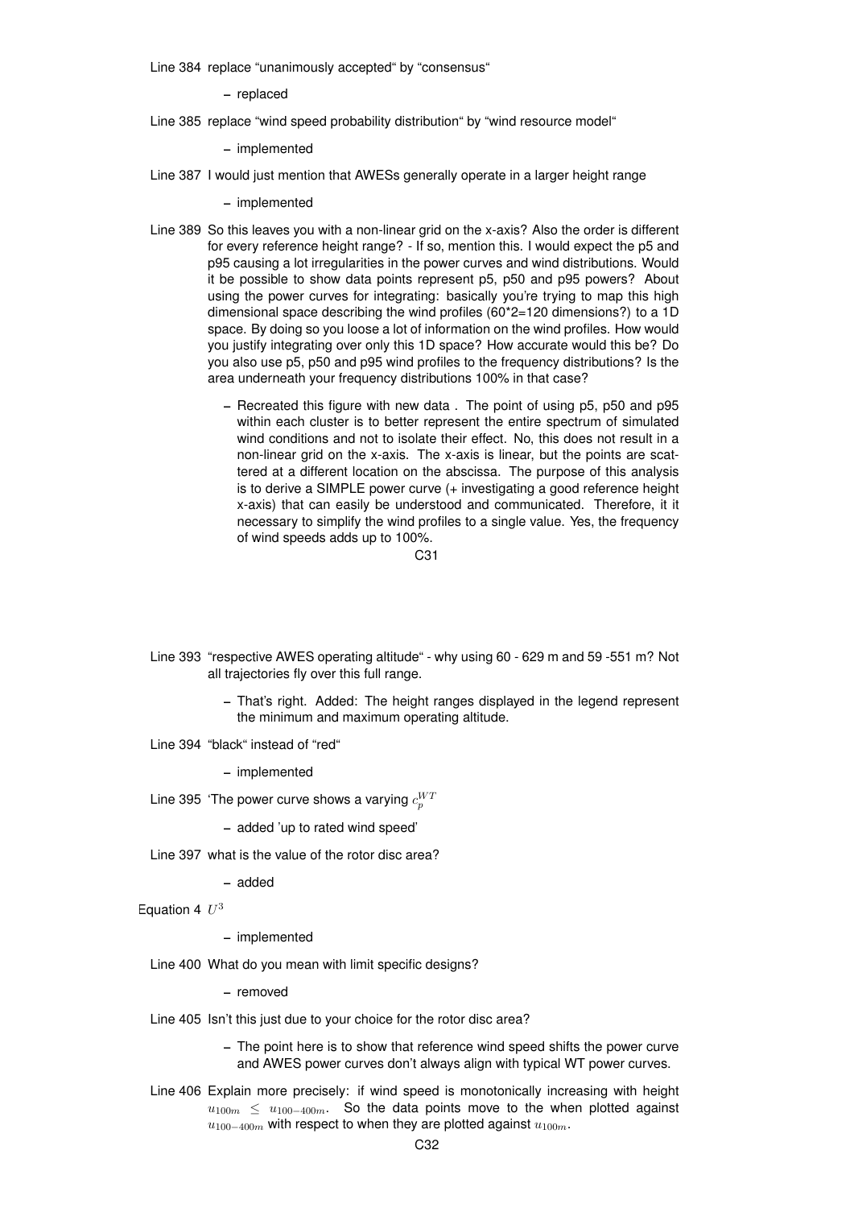Line 384 replace “unanimously accepted“ by “consensus“

- replaced

Line 385 replace “wind speed probability distribution“ by “wind resource model“

- implemented

Line 387 I would just mention that AWESs generally operate in a larger height range

- implemented

Line 389 So this leaves you with a non-linear grid on the x-axis? Also the order is different for every reference height range? - If so, mention this. I would expect the p5 and p95 causing a lot irregularities in the power curves and wind distributions. Would it be possible to show data points represent p5, p50 and p95 powers? About using the power curves for integrating: basically you're trying to map this high dimensional space describing the wind profiles (60*2=120 dimensions?) to a 1D space. By doing so you loose a lot of information on the wind profiles. How would you justify integrating over only this 1D space? How accurate would this be? Do you also use p5, p50 and p95 wind profiles to the frequency distributions? Is the area underneath your frequency distributions 100% in that case?

- Recreated this figure with new data . The point of using p5, p50 and p95 within each cluster is to better represent the entire spectrum of simulated wind conditions and not to isolate their effect. No, this does not result in a non-linear grid on the x-axis. The x-axis is linear, but the points are scattered at a different location on the abscissa. The purpose of this analysis is to derive a SIMPLE power curve (+ investigating a good reference height x-axis) that can easily be understood and communicated. Therefore, it it necessary to simplify the wind profiles to a single value. Yes, the frequency of wind speeds adds up to 100%.

Line 393 “respective AWES operating altitude“ - why using 60 - 629 m and 59 -551 m? Not all trajectories fly over this full range.

- That's right. Added: The height ranges displayed in the legend represent the minimum and maximum operating altitude.

Line 394 “black“ instead of “red“

- implemented

Line 395 'The power curve shows a varying $c_p^{WT}$

- added 'up to rated wind speed'

Line 397 what is the value of the rotor disc area?

- added

Equation 4 $U^3$

- implemented

Line 400 What do you mean with limit specific designs?

- removed

Line 405 Isn't this just due to your choice for the rotor disc area?

- The point here is to show that reference wind speed shifts the power curve and AWES power curves don't always align with typical WT power curves.

Line 406 Explain more precisely: if wind speed is monotonically increasing with height $u_{100m} \leq u_{100-400m}$. So the data points move to the when plotted against $u_{100-400m}$ with respect to when they are plotted against $u_{100m}$.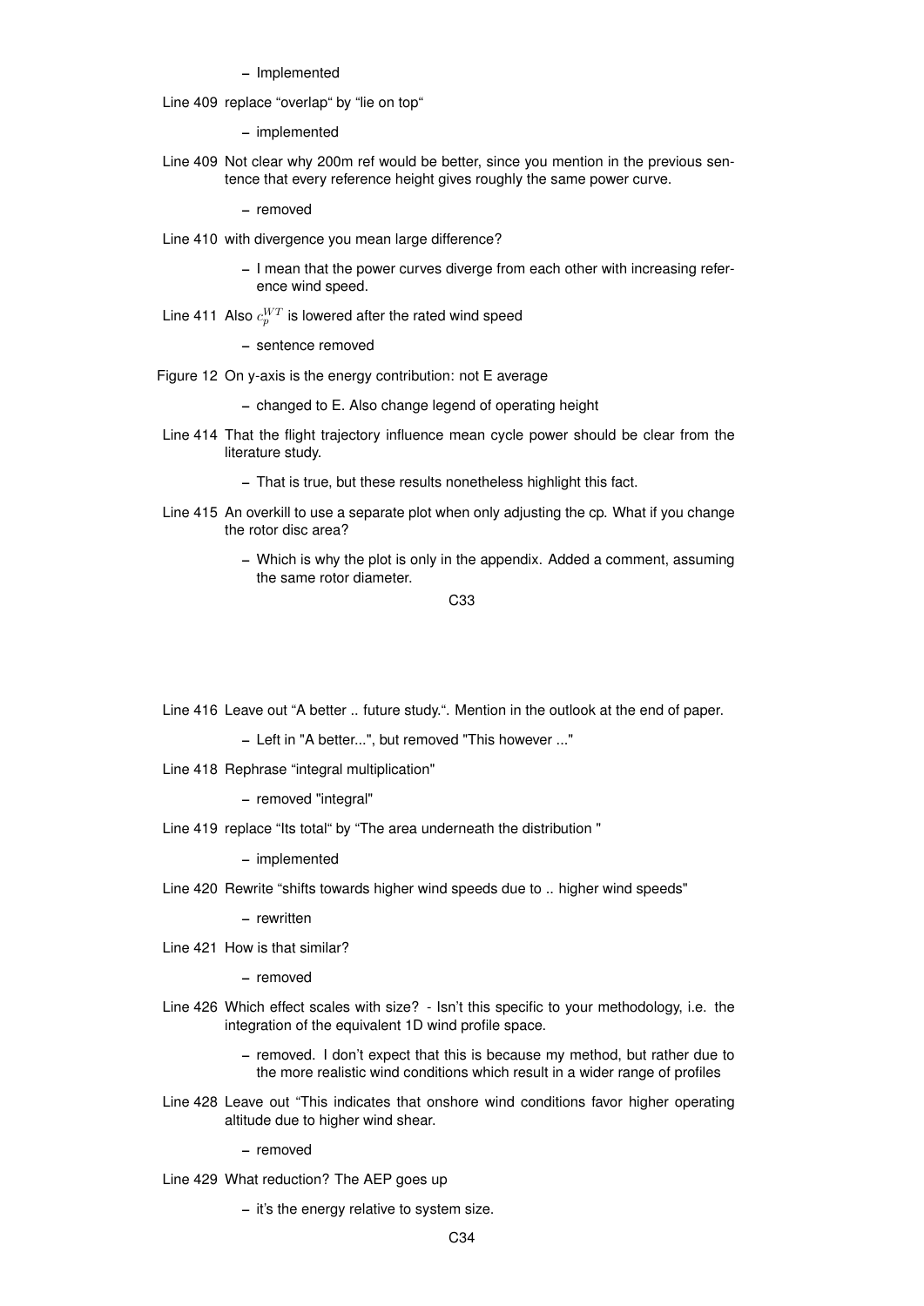– Implemented

Line 409 replace “overlap“ by “lie on top“

– implemented

Line 409 Not clear why 200m ref would be better, since you mention in the previous sentence that every reference height gives roughly the same power curve.

– removed

Line 410 with divergence you mean large difference?

– I mean that the power curves diverge from each other with increasing reference wind speed.

Line 411 Also $c_p^{WT}$ is lowered after the rated wind speed

– sentence removed

Figure 12 On y-axis is the energy contribution: not E average

– changed to E. Also change legend of operating height

Line 414 That the flight trajectory influence mean cycle power should be clear from the literature study.

– That is true, but these results nonetheless highlight this fact.

Line 415 An overkill to use a separate plot when only adjusting the cp. What if you change the rotor disc area?

– Which is why the plot is only in the appendix. Added a comment, assuming the same rotor diameter.

Line 416 Leave out “A better .. future study.“. Mention in the outlook at the end of paper.

– Left in "A better...", but removed "This however ..."

Line 418 Rephrase “integral multiplication"

– removed "integral"

Line 419 replace “Its total“ by “The area underneath the distribution "

– implemented

Line 420 Rewrite “shifts towards higher wind speeds due to .. higher wind speeds"

– rewritten

Line 421 How is that similar?

– removed

Line 426 Which effect scales with size? - Isn't this specific to your methodology, i.e. the integration of the equivalent 1D wind profile space.

– removed. I don't expect that this is because my method, but rather due to the more realistic wind conditions which result in a wider range of profiles

Line 428 Leave out “This indicates that onshore wind conditions favor higher operating altitude due to higher wind shear.

– removed

Line 429 What reduction? The AEP goes up

– it's the energy relative to system size.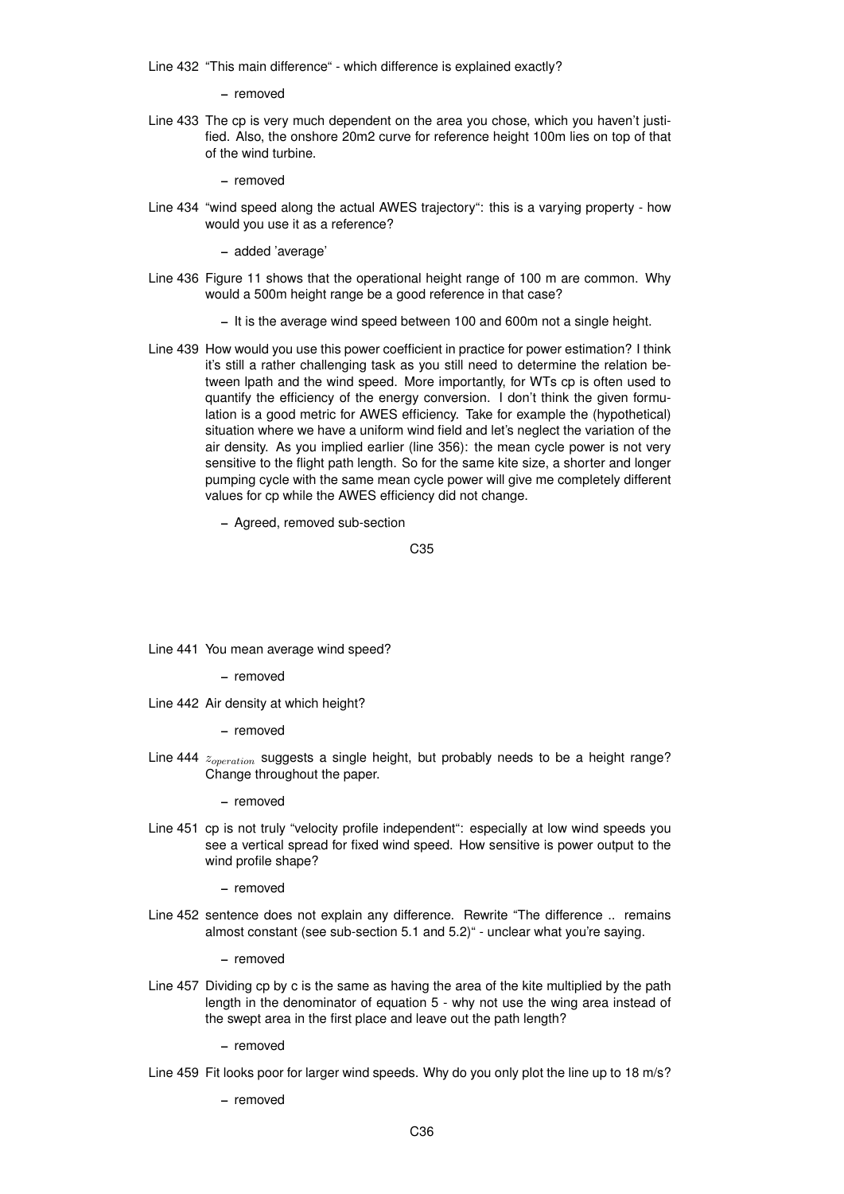Line 432 "This main difference" - which difference is explained exactly?

- removed

Line 433 The cp is very much dependent on the area you chose, which you haven't justified. Also, the onshore 20m2 curve for reference height 100m lies on top of that of the wind turbine.

- removed

Line 434 "wind speed along the actual AWES trajectory": this is a varying property - how would you use it as a reference?

- added 'average'

Line 436 Figure 11 shows that the operational height range of 100 m are common. Why would a 500m height range be a good reference in that case?

- It is the average wind speed between 100 and 600m not a single height.

Line 439 How would you use this power coefficient in practice for power estimation? I think it's still a rather challenging task as you still need to determine the relation between lpath and the wind speed. More importantly, for WTs cp is often used to quantify the efficiency of the energy conversion. I don't think the given formulation is a good metric for AWES efficiency. Take for example the (hypothetical) situation where we have a uniform wind field and let's neglect the variation of the air density. As you implied earlier (line 356): the mean cycle power is not very sensitive to the flight path length. So for the same kite size, a shorter and longer pumping cycle with the same mean cycle power will give me completely different values for cp while the AWES efficiency did not change.

- Agreed, removed sub-section

Line 441 You mean average wind speed?

- removed

Line 442 Air density at which height?

- removed

Line 444 $z_{operation}$ suggests a single height, but probably needs to be a height range? Change throughout the paper.

- removed

Line 451 cp is not truly "velocity profile independent": especially at low wind speeds you see a vertical spread for fixed wind speed. How sensitive is power output to the wind profile shape?

- removed

Line 452 sentence does not explain any difference. Rewrite "The difference .. remains almost constant (see sub-section 5.1 and 5.2)" - unclear what you're saying.

- removed

Line 457 Dividing cp by c is the same as having the area of the kite multiplied by the path length in the denominator of equation 5 - why not use the wing area instead of the swept area in the first place and leave out the path length?

- removed

Line 459 Fit looks poor for larger wind speeds. Why do you only plot the line up to 18 m/s?

- removed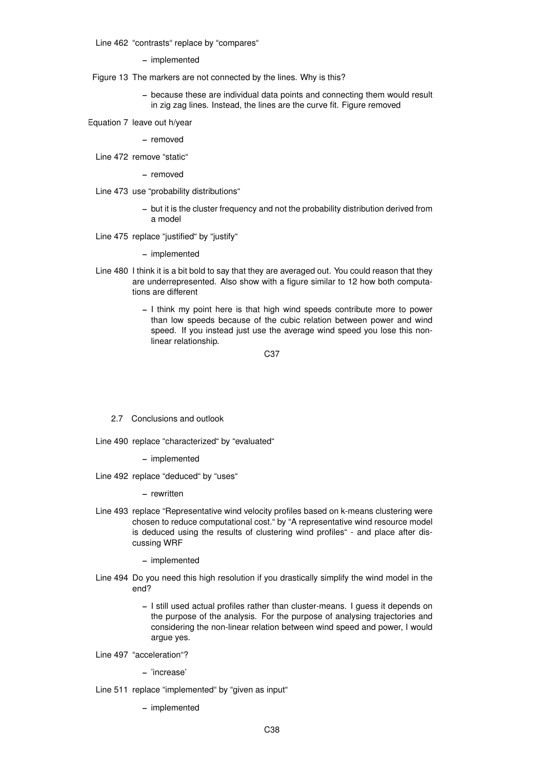Line 462 "contrasts" replace by "compares"

- implemented

Figure 13 The markers are not connected by the lines. Why is this?

- because these are individual data points and connecting them would result in zig zag lines. Instead, the lines are the curve fit. Figure removed

Equation 7 leave out h/year

- removed

Line 472 remove "static"

- removed

Line 473 use "probability distributions"

- but it is the cluster frequency and not the probability distribution derived from a model

Line 475 replace "justified" by "justify"

- implemented

Line 480 I think it is a bit bold to say that they are averaged out. You could reason that they are underrepresented. Also show with a figure similar to 12 how both computations are different

- I think my point here is that high wind speeds contribute more to power than low speeds because of the cubic relation between power and wind speed. If you instead just use the average wind speed you lose this non-linear relationship.

### 2.7 Conclusions and outlook

Line 490 replace "characterized" by "evaluated"

- implemented

Line 492 replace "deduced" by "uses"

- rewritten

Line 493 replace "Representative wind velocity profiles based on k-means clustering were chosen to reduce computational cost." by "A representative wind resource model is deduced using the results of clustering wind profiles" - and place after discussing WRF

- implemented

Line 494 Do you need this high resolution if you drastically simplify the wind model in the end?

- I still used actual profiles rather than cluster-means. I guess it depends on the purpose of the analysis. For the purpose of analysing trajectories and considering the non-linear relation between wind speed and power, I would argue yes.

Line 497 "acceleration"?

- 'increase'

Line 511 replace "implemented" by "given as input"

- implemented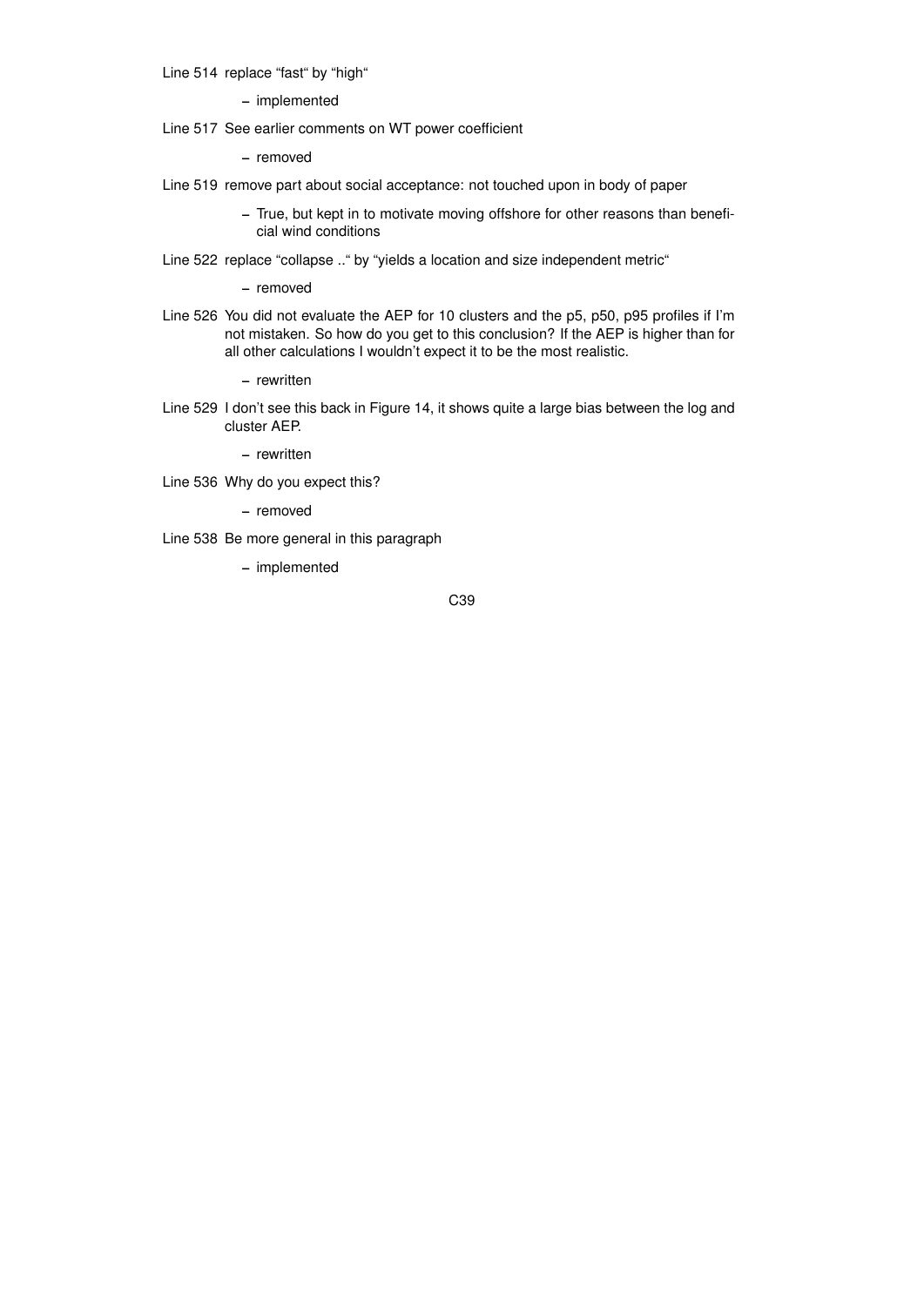Line 514 replace “fast“ by “high“

- implemented

Line 517 See earlier comments on WT power coefficient

- removed

Line 519 remove part about social acceptance: not touched upon in body of paper

- True, but kept in to motivate moving offshore for other reasons than beneficial wind conditions

Line 522 replace “collapse ..“ by “yields a location and size independent metric“

- removed

Line 526 You did not evaluate the AEP for 10 clusters and the p5, p50, p95 profiles if I’m not mistaken. So how do you get to this conclusion? If the AEP is higher than for all other calculations I wouldn’t expect it to be the most realistic.

- rewritten

Line 529 I don’t see this back in Figure 14, it shows quite a large bias between the log and cluster AEP.

- rewritten

Line 536 Why do you expect this?

- removed

Line 538 Be more general in this paragraph

- implemented